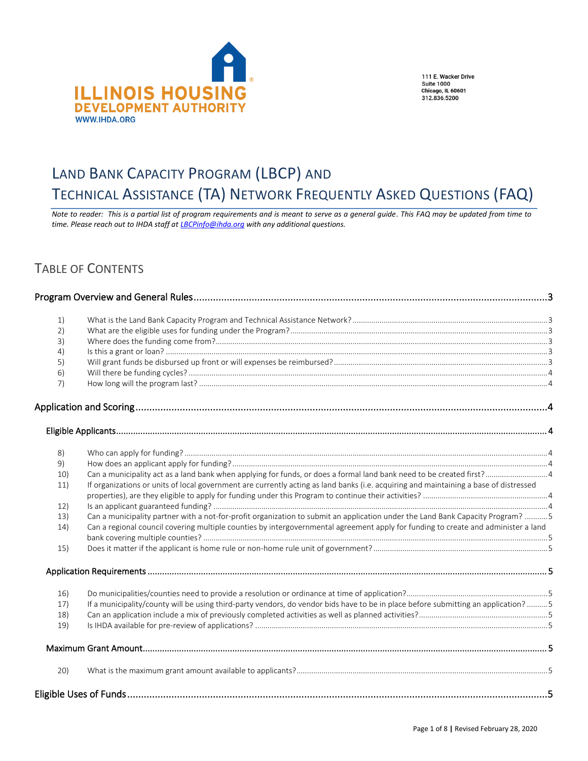ILLINOIS HOUSING DEVELOPMENT AUTHORITY
WWW.IHDA.ORG

111 E. Wacker Drive
Suite 1000
Chicago, IL 60601
312.836.5200

# LAND BANK CAPACITY PROGRAM (LBCP) AND TECHNICAL ASSISTANCE (TA) NETWORK FREQUENTLY ASKED QUESTIONS (FAQ)

*Note to reader: This is a partial list of program requirements and is meant to serve as a general guide. This FAQ may be updated from time to time. Please reach out to IHDA staff at [LBCPinfo@ihda.org](mailto:LBCPinfo@ihda.org) with any additional questions.*

## TABLE OF CONTENTS

**Program Overview and General Rules** ..... 3

1) What is the Land Bank Capacity Program and Technical Assistance Network? ..... 3
2) What are the eligible uses for funding under the Program? ..... 3
3) Where does the funding come from? ..... 3
4) Is this a grant or loan? ..... 3
5) Will grant funds be disbursed up front or will expenses be reimbursed? ..... 3
6) Will there be funding cycles? ..... 4
7) How long will the program last? ..... 4

**Application and Scoring** ..... 4

**Eligible Applicants** ..... 4

8) Who can apply for funding? ..... 4
9) How does an applicant apply for funding? ..... 4
10) Can a municipality act as a land bank when applying for funds, or does a formal land bank need to be created first? ..... 4
11) If organizations or units of local government are currently acting as land banks (i.e. acquiring and maintaining a base of distressed properties), are they eligible to apply for funding under this Program to continue their activities? ..... 4
12) Is an applicant guaranteed funding? ..... 4
13) Can a municipality partner with a not-for-profit organization to submit an application under the Land Bank Capacity Program? ..... 5
14) Can a regional council covering multiple counties by intergovernmental agreement apply for funding to create and administer a land bank covering multiple counties? ..... 5
15) Does it matter if the applicant is home rule or non-home rule unit of government? ..... 5

**Application Requirements** ..... 5

16) Do municipalities/counties need to provide a resolution or ordinance at time of application? ..... 5
17) If a municipality/county will be using third-party vendors, do vendor bids have to be in place before submitting an application? ..... 5
18) Can an application include a mix of previously completed activities as well as planned activities? ..... 5
19) Is IHDA available for pre-review of applications? ..... 5

**Maximum Grant Amount** ..... 5

20) What is the maximum grant amount available to applicants? ..... 5

**Eligible Uses of Funds** ..... 5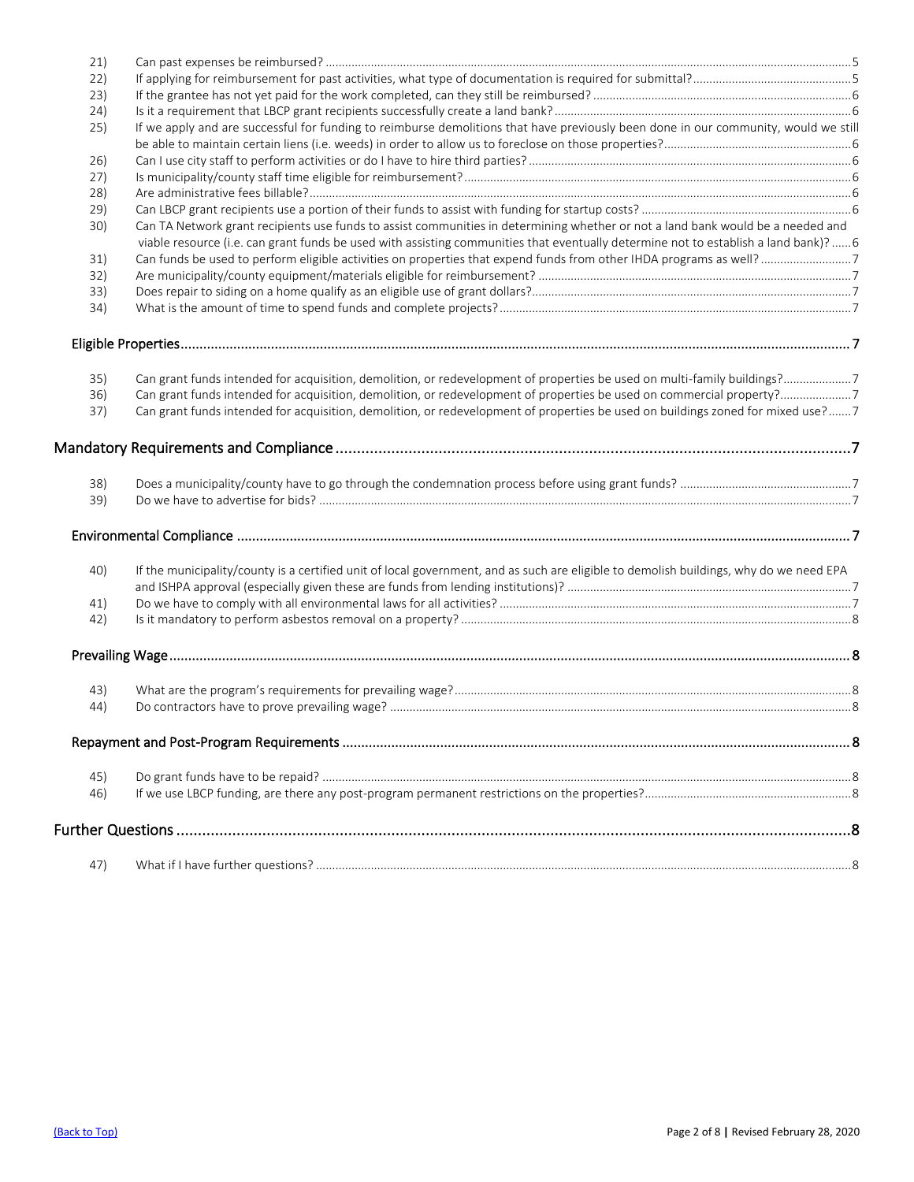21) Can past expenses be reimbursed? ..... 5
22) If applying for reimbursement for past activities, what type of documentation is required for submittal? ..... 5
23) If the grantee has not yet paid for the work completed, can they still be reimbursed? ..... 6
24) Is it a requirement that LBCP grant recipients successfully create a land bank? ..... 6
25) If we apply and are successful for funding to reimburse demolitions that have previously been done in our community, would we still be able to maintain certain liens (i.e. weeds) in order to allow us to foreclose on those properties? ..... 6
26) Can I use city staff to perform activities or do I have to hire third parties? ..... 6
27) Is municipality/county staff time eligible for reimbursement? ..... 6
28) Are administrative fees billable? ..... 6
29) Can LBCP grant recipients use a portion of their funds to assist with funding for startup costs? ..... 6
30) Can TA Network grant recipients use funds to assist communities in determining whether or not a land bank would be a needed and viable resource (i.e. can grant funds be used with assisting communities that eventually determine not to establish a land bank)? ..... 6
31) Can funds be used to perform eligible activities on properties that expend funds from other IHDA programs as well? ..... 7
32) Are municipality/county equipment/materials eligible for reimbursement? ..... 7
33) Does repair to siding on a home qualify as an eligible use of grant dollars? ..... 7
34) What is the amount of time to spend funds and complete projects? ..... 7

### Eligible Properties ..... 7

35) Can grant funds intended for acquisition, demolition, or redevelopment of properties be used on multi-family buildings? ..... 7
36) Can grant funds intended for acquisition, demolition, or redevelopment of properties be used on commercial property? ..... 7
37) Can grant funds intended for acquisition, demolition, or redevelopment of properties be used on buildings zoned for mixed use? ..... 7

## Mandatory Requirements and Compliance ..... 7

38) Does a municipality/county have to go through the condemnation process before using grant funds? ..... 7
39) Do we have to advertise for bids? ..... 7

### Environmental Compliance ..... 7

40) If the municipality/county is a certified unit of local government, and as such are eligible to demolish buildings, why do we need EPA and ISHPA approval (especially given these are funds from lending institutions)? ..... 7
41) Do we have to comply with all environmental laws for all activities? ..... 7
42) Is it mandatory to perform asbestos removal on a property? ..... 8

### Prevailing Wage ..... 8

43) What are the program's requirements for prevailing wage? ..... 8
44) Do contractors have to prove prevailing wage? ..... 8

### Repayment and Post-Program Requirements ..... 8

45) Do grant funds have to be repaid? ..... 8
46) If we use LBCP funding, are there any post-program permanent restrictions on the properties? ..... 8

## Further Questions ..... 8

47) What if I have further questions? ..... 8

(Back to Top)

Revised February 28, 2020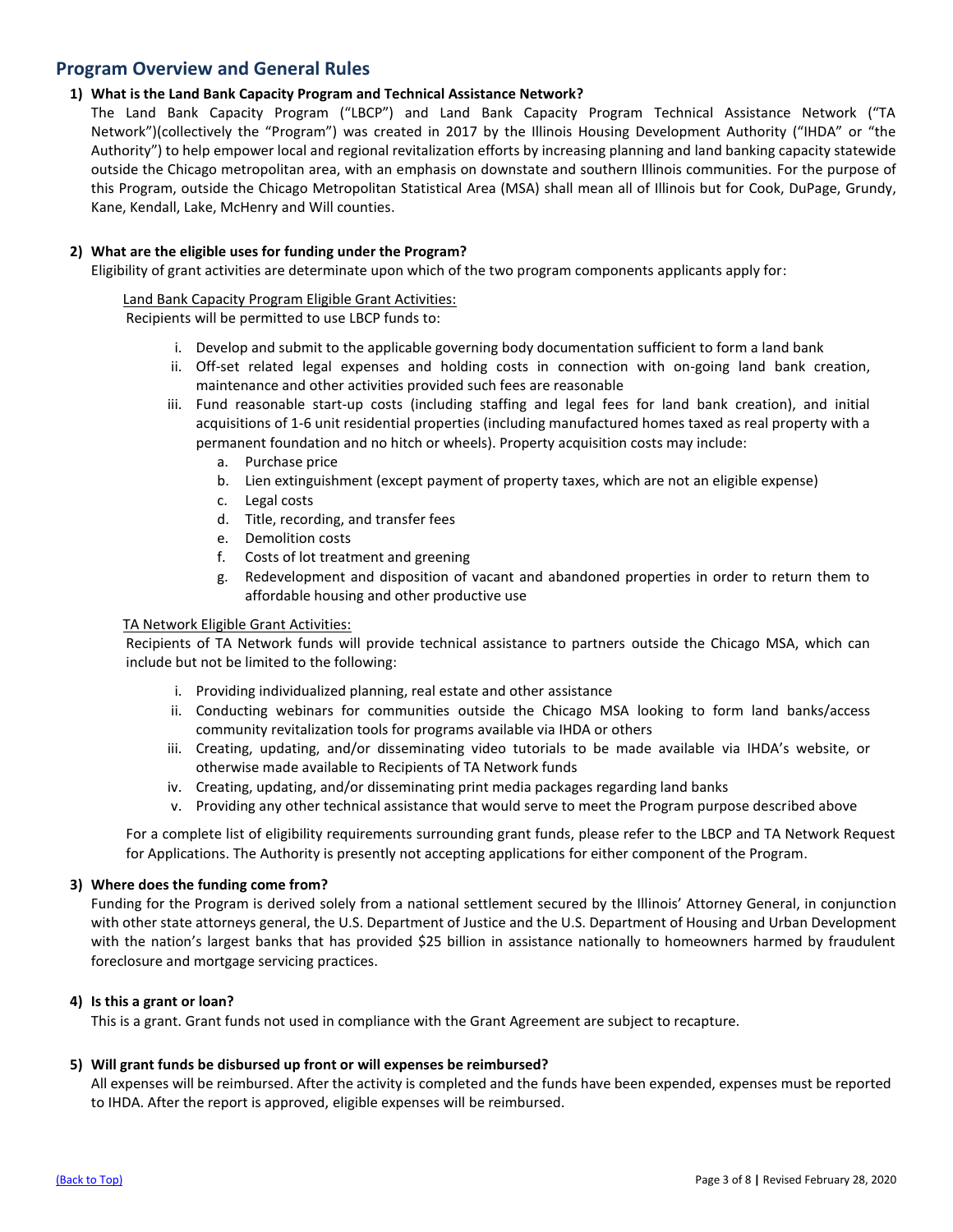## Program Overview and General Rules

**1) What is the Land Bank Capacity Program and Technical Assistance Network?**

The Land Bank Capacity Program ("LBCP") and Land Bank Capacity Program Technical Assistance Network ("TA Network")(collectively the "Program") was created in 2017 by the Illinois Housing Development Authority ("IHDA" or "the Authority") to help empower local and regional revitalization efforts by increasing planning and land banking capacity statewide outside the Chicago metropolitan area, with an emphasis on downstate and southern Illinois communities. For the purpose of this Program, outside the Chicago Metropolitan Statistical Area (MSA) shall mean all of Illinois but for Cook, DuPage, Grundy, Kane, Kendall, Lake, McHenry and Will counties.

**2) What are the eligible uses for funding under the Program?**

Eligibility of grant activities are determinate upon which of the two program components applicants apply for:

<u>Land Bank Capacity Program Eligible Grant Activities:</u>

Recipients will be permitted to use LBCP funds to:

i. Develop and submit to the applicable governing body documentation sufficient to form a land bank
ii. Off-set related legal expenses and holding costs in connection with on-going land bank creation, maintenance and other activities provided such fees are reasonable
iii. Fund reasonable start-up costs (including staffing and legal fees for land bank creation), and initial acquisitions of 1-6 unit residential properties (including manufactured homes taxed as real property with a permanent foundation and no hitch or wheels). Property acquisition costs may include:
    a. Purchase price
    b. Lien extinguishment (except payment of property taxes, which are not an eligible expense)
    c. Legal costs
    d. Title, recording, and transfer fees
    e. Demolition costs
    f. Costs of lot treatment and greening
    g. Redevelopment and disposition of vacant and abandoned properties in order to return them to affordable housing and other productive use

<u>TA Network Eligible Grant Activities:</u>

Recipients of TA Network funds will provide technical assistance to partners outside the Chicago MSA, which can include but not be limited to the following:

i. Providing individualized planning, real estate and other assistance
ii. Conducting webinars for communities outside the Chicago MSA looking to form land banks/access community revitalization tools for programs available via IHDA or others
iii. Creating, updating, and/or disseminating video tutorials to be made available via IHDA's website, or otherwise made available to Recipients of TA Network funds
iv. Creating, updating, and/or disseminating print media packages regarding land banks
v. Providing any other technical assistance that would serve to meet the Program purpose described above

For a complete list of eligibility requirements surrounding grant funds, please refer to the LBCP and TA Network Request for Applications. The Authority is presently not accepting applications for either component of the Program.

**3) Where does the funding come from?**

Funding for the Program is derived solely from a national settlement secured by the Illinois' Attorney General, in conjunction with other state attorneys general, the U.S. Department of Justice and the U.S. Department of Housing and Urban Development with the nation's largest banks that has provided $25 billion in assistance nationally to homeowners harmed by fraudulent foreclosure and mortgage servicing practices.

**4) Is this a grant or loan?**

This is a grant. Grant funds not used in compliance with the Grant Agreement are subject to recapture.

**5) Will grant funds be disbursed up front or will expenses be reimbursed?**

All expenses will be reimbursed. After the activity is completed and the funds have been expended, expenses must be reported to IHDA. After the report is approved, eligible expenses will be reimbursed.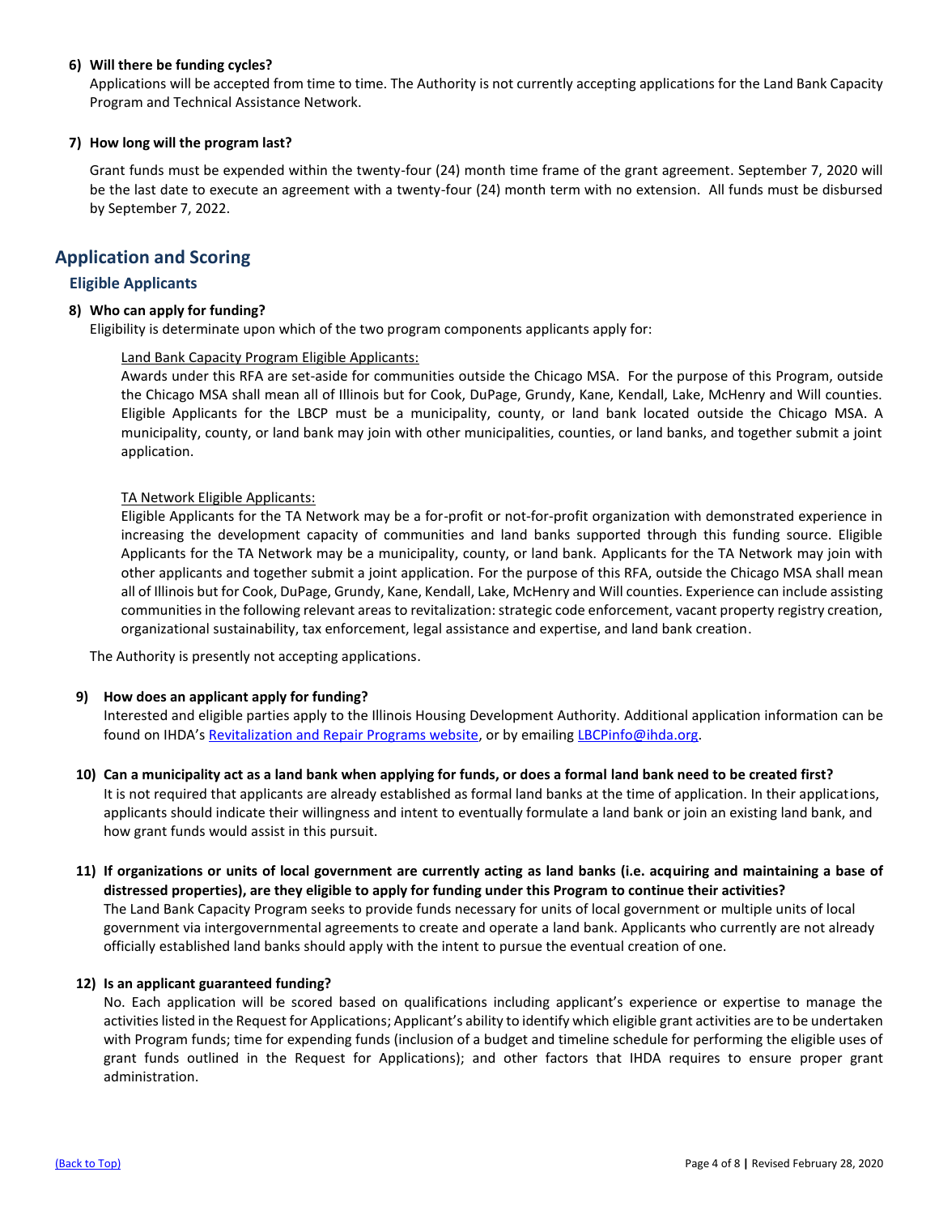**6) Will there be funding cycles?**

Applications will be accepted from time to time. The Authority is not currently accepting applications for the Land Bank Capacity Program and Technical Assistance Network.

**7) How long will the program last?**

Grant funds must be expended within the twenty-four (24) month time frame of the grant agreement. September 7, 2020 will be the last date to execute an agreement with a twenty-four (24) month term with no extension. All funds must be disbursed by September 7, 2022.

## Application and Scoring

### Eligible Applicants

**8) Who can apply for funding?**

Eligibility is determinate upon which of the two program components applicants apply for:

<u>Land Bank Capacity Program Eligible Applicants:</u>

Awards under this RFA are set-aside for communities outside the Chicago MSA. For the purpose of this Program, outside the Chicago MSA shall mean all of Illinois but for Cook, DuPage, Grundy, Kane, Kendall, Lake, McHenry and Will counties. Eligible Applicants for the LBCP must be a municipality, county, or land bank located outside the Chicago MSA. A municipality, county, or land bank may join with other municipalities, counties, or land banks, and together submit a joint application.

<u>TA Network Eligible Applicants:</u>

Eligible Applicants for the TA Network may be a for-profit or not-for-profit organization with demonstrated experience in increasing the development capacity of communities and land banks supported through this funding source. Eligible Applicants for the TA Network may be a municipality, county, or land bank. Applicants for the TA Network may join with other applicants and together submit a joint application. For the purpose of this RFA, outside the Chicago MSA shall mean all of Illinois but for Cook, DuPage, Grundy, Kane, Kendall, Lake, McHenry and Will counties. Experience can include assisting communities in the following relevant areas to revitalization: strategic code enforcement, vacant property registry creation, organizational sustainability, tax enforcement, legal assistance and expertise, and land bank creation.

The Authority is presently not accepting applications.

**9) How does an applicant apply for funding?**

Interested and eligible parties apply to the Illinois Housing Development Authority. Additional application information can be found on IHDA's Revitalization and Repair Programs website, or by emailing LBCPinfo@ihda.org.

**10) Can a municipality act as a land bank when applying for funds, or does a formal land bank need to be created first?**

It is not required that applicants are already established as formal land banks at the time of application. In their applications, applicants should indicate their willingness and intent to eventually formulate a land bank or join an existing land bank, and how grant funds would assist in this pursuit.

**11) If organizations or units of local government are currently acting as land banks (i.e. acquiring and maintaining a base of distressed properties), are they eligible to apply for funding under this Program to continue their activities?**

The Land Bank Capacity Program seeks to provide funds necessary for units of local government or multiple units of local government via intergovernmental agreements to create and operate a land bank. Applicants who currently are not already officially established land banks should apply with the intent to pursue the eventual creation of one.

**12) Is an applicant guaranteed funding?**

No. Each application will be scored based on qualifications including applicant's experience or expertise to manage the activities listed in the Request for Applications; Applicant's ability to identify which eligible grant activities are to be undertaken with Program funds; time for expending funds (inclusion of a budget and timeline schedule for performing the eligible uses of grant funds outlined in the Request for Applications); and other factors that IHDA requires to ensure proper grant administration.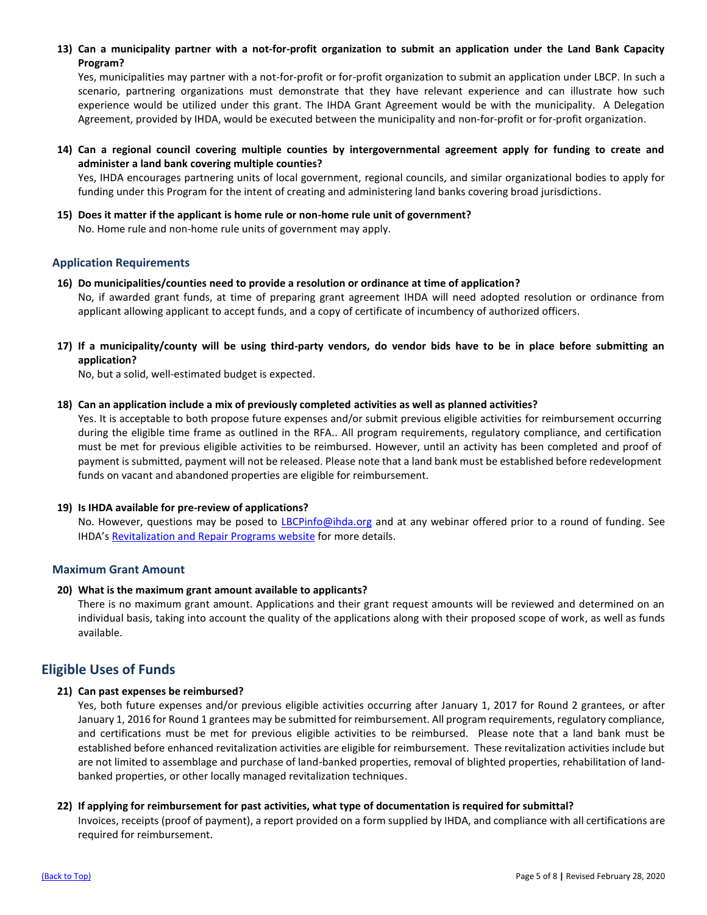**13) Can a municipality partner with a not-for-profit organization to submit an application under the Land Bank Capacity Program?**

Yes, municipalities may partner with a not-for-profit or for-profit organization to submit an application under LBCP. In such a scenario, partnering organizations must demonstrate that they have relevant experience and can illustrate how such experience would be utilized under this grant. The IHDA Grant Agreement would be with the municipality. A Delegation Agreement, provided by IHDA, would be executed between the municipality and non-for-profit or for-profit organization.

**14) Can a regional council covering multiple counties by intergovernmental agreement apply for funding to create and administer a land bank covering multiple counties?**

Yes, IHDA encourages partnering units of local government, regional councils, and similar organizational bodies to apply for funding under this Program for the intent of creating and administering land banks covering broad jurisdictions.

**15) Does it matter if the applicant is home rule or non-home rule unit of government?**

No. Home rule and non-home rule units of government may apply.

### Application Requirements

**16) Do municipalities/counties need to provide a resolution or ordinance at time of application?**

No, if awarded grant funds, at time of preparing grant agreement IHDA will need adopted resolution or ordinance from applicant allowing applicant to accept funds, and a copy of certificate of incumbency of authorized officers.

**17) If a municipality/county will be using third-party vendors, do vendor bids have to be in place before submitting an application?**

No, but a solid, well-estimated budget is expected.

**18) Can an application include a mix of previously completed activities as well as planned activities?**

Yes. It is acceptable to both propose future expenses and/or submit previous eligible activities for reimbursement occurring during the eligible time frame as outlined in the RFA.. All program requirements, regulatory compliance, and certification must be met for previous eligible activities to be reimbursed. However, until an activity has been completed and proof of payment is submitted, payment will not be released. Please note that a land bank must be established before redevelopment funds on vacant and abandoned properties are eligible for reimbursement.

**19) Is IHDA available for pre-review of applications?**

No. However, questions may be posed to [LBCPinfo@ihda.org](mailto:LBCPinfo@ihda.org) and at any webinar offered prior to a round of funding. See IHDA's [Revitalization and Repair Programs website]() for more details.

### Maximum Grant Amount

**20) What is the maximum grant amount available to applicants?**

There is no maximum grant amount. Applications and their grant request amounts will be reviewed and determined on an individual basis, taking into account the quality of the applications along with their proposed scope of work, as well as funds available.

## Eligible Uses of Funds

**21) Can past expenses be reimbursed?**

Yes, both future expenses and/or previous eligible activities occurring after January 1, 2017 for Round 2 grantees, or after January 1, 2016 for Round 1 grantees may be submitted for reimbursement. All program requirements, regulatory compliance, and certifications must be met for previous eligible activities to be reimbursed. Please note that a land bank must be established before enhanced revitalization activities are eligible for reimbursement. These revitalization activities include but are not limited to assemblage and purchase of land-banked properties, removal of blighted properties, rehabilitation of land-banked properties, or other locally managed revitalization techniques.

**22) If applying for reimbursement for past activities, what type of documentation is required for submittal?**

Invoices, receipts (proof of payment), a report provided on a form supplied by IHDA, and compliance with all certifications are required for reimbursement.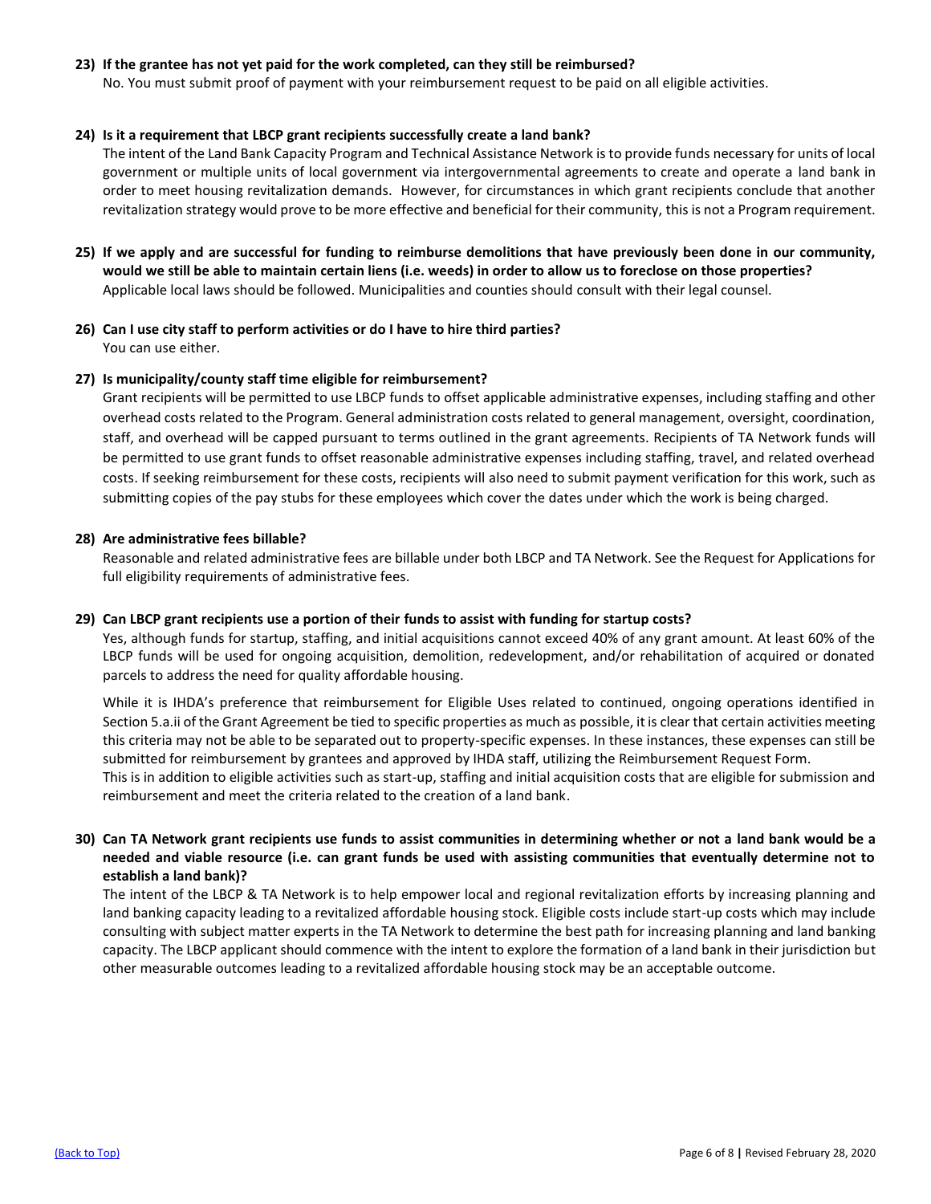**23) If the grantee has not yet paid for the work completed, can they still be reimbursed?**

No. You must submit proof of payment with your reimbursement request to be paid on all eligible activities.

**24) Is it a requirement that LBCP grant recipients successfully create a land bank?**

The intent of the Land Bank Capacity Program and Technical Assistance Network is to provide funds necessary for units of local government or multiple units of local government via intergovernmental agreements to create and operate a land bank in order to meet housing revitalization demands. However, for circumstances in which grant recipients conclude that another revitalization strategy would prove to be more effective and beneficial for their community, this is not a Program requirement.

**25) If we apply and are successful for funding to reimburse demolitions that have previously been done in our community, would we still be able to maintain certain liens (i.e. weeds) in order to allow us to foreclose on those properties?**

Applicable local laws should be followed. Municipalities and counties should consult with their legal counsel.

**26) Can I use city staff to perform activities or do I have to hire third parties?**

You can use either.

**27) Is municipality/county staff time eligible for reimbursement?**

Grant recipients will be permitted to use LBCP funds to offset applicable administrative expenses, including staffing and other overhead costs related to the Program. General administration costs related to general management, oversight, coordination, staff, and overhead will be capped pursuant to terms outlined in the grant agreements. Recipients of TA Network funds will be permitted to use grant funds to offset reasonable administrative expenses including staffing, travel, and related overhead costs. If seeking reimbursement for these costs, recipients will also need to submit payment verification for this work, such as submitting copies of the pay stubs for these employees which cover the dates under which the work is being charged.

**28) Are administrative fees billable?**

Reasonable and related administrative fees are billable under both LBCP and TA Network. See the Request for Applications for full eligibility requirements of administrative fees.

**29) Can LBCP grant recipients use a portion of their funds to assist with funding for startup costs?**

Yes, although funds for startup, staffing, and initial acquisitions cannot exceed 40% of any grant amount. At least 60% of the LBCP funds will be used for ongoing acquisition, demolition, redevelopment, and/or rehabilitation of acquired or donated parcels to address the need for quality affordable housing.

While it is IHDA's preference that reimbursement for Eligible Uses related to continued, ongoing operations identified in Section 5.a.ii of the Grant Agreement be tied to specific properties as much as possible, it is clear that certain activities meeting this criteria may not be able to be separated out to property-specific expenses. In these instances, these expenses can still be submitted for reimbursement by grantees and approved by IHDA staff, utilizing the Reimbursement Request Form.
This is in addition to eligible activities such as start-up, staffing and initial acquisition costs that are eligible for submission and reimbursement and meet the criteria related to the creation of a land bank.

**30) Can TA Network grant recipients use funds to assist communities in determining whether or not a land bank would be a needed and viable resource (i.e. can grant funds be used with assisting communities that eventually determine not to establish a land bank)?**

The intent of the LBCP & TA Network is to help empower local and regional revitalization efforts by increasing planning and land banking capacity leading to a revitalized affordable housing stock. Eligible costs include start-up costs which may include consulting with subject matter experts in the TA Network to determine the best path for increasing planning and land banking capacity. The LBCP applicant should commence with the intent to explore the formation of a land bank in their jurisdiction but other measurable outcomes leading to a revitalized affordable housing stock may be an acceptable outcome.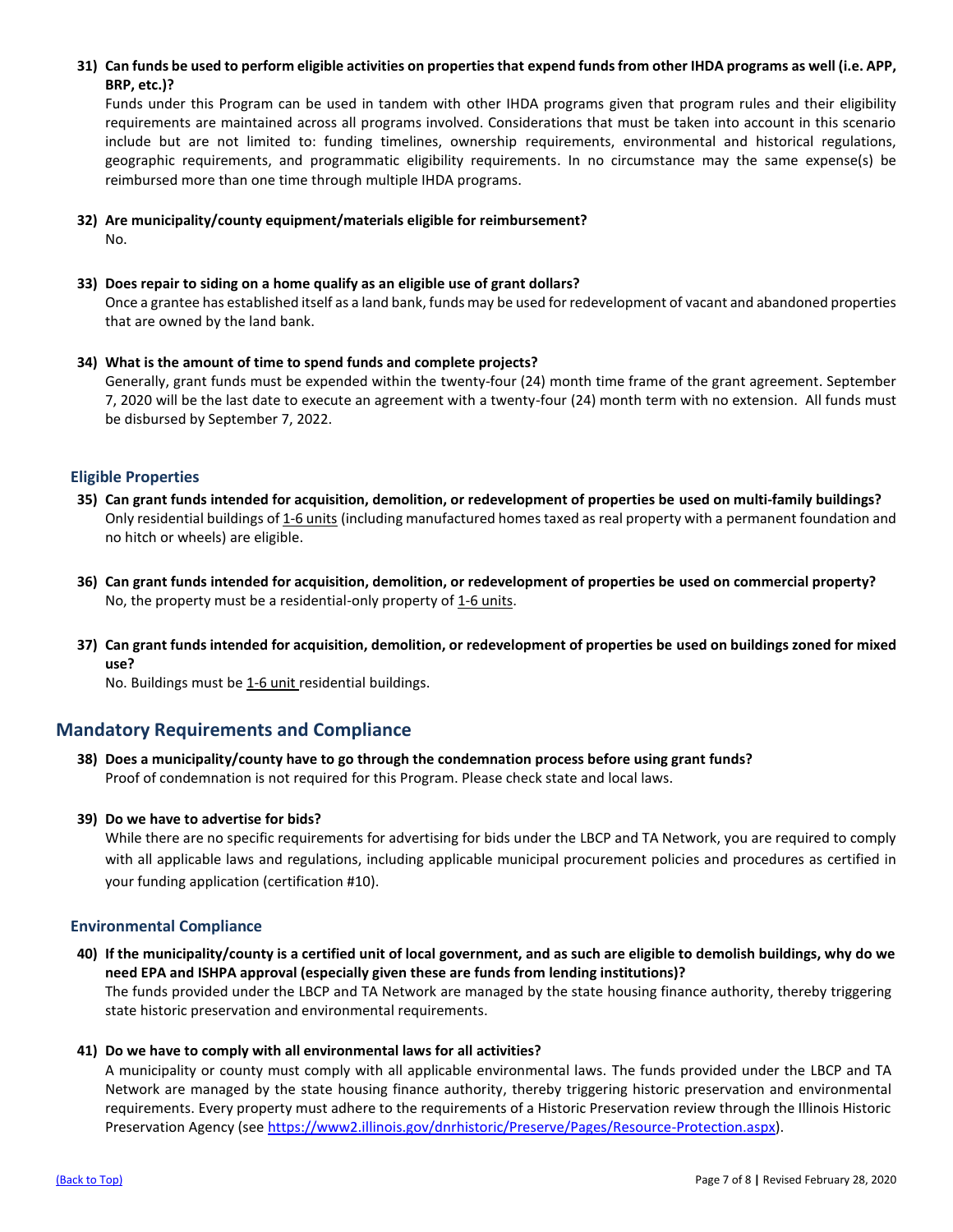**31) Can funds be used to perform eligible activities on properties that expend funds from other IHDA programs as well (i.e. APP, BRP, etc.)?**

Funds under this Program can be used in tandem with other IHDA programs given that program rules and their eligibility requirements are maintained across all programs involved. Considerations that must be taken into account in this scenario include but are not limited to: funding timelines, ownership requirements, environmental and historical regulations, geographic requirements, and programmatic eligibility requirements. In no circumstance may the same expense(s) be reimbursed more than one time through multiple IHDA programs.

**32) Are municipality/county equipment/materials eligible for reimbursement?**

No.

**33) Does repair to siding on a home qualify as an eligible use of grant dollars?**

Once a grantee has established itself as a land bank, funds may be used for redevelopment of vacant and abandoned properties that are owned by the land bank.

**34) What is the amount of time to spend funds and complete projects?**

Generally, grant funds must be expended within the twenty-four (24) month time frame of the grant agreement. September 7, 2020 will be the last date to execute an agreement with a twenty-four (24) month term with no extension. All funds must be disbursed by September 7, 2022.

### Eligible Properties

**35) Can grant funds intended for acquisition, demolition, or redevelopment of properties be used on multi-family buildings?**

Only residential buildings of 1-6 units (including manufactured homes taxed as real property with a permanent foundation and no hitch or wheels) are eligible.

**36) Can grant funds intended for acquisition, demolition, or redevelopment of properties be used on commercial property?**

No, the property must be a residential-only property of 1-6 units.

**37) Can grant funds intended for acquisition, demolition, or redevelopment of properties be used on buildings zoned for mixed use?**

No. Buildings must be 1-6 unit residential buildings.

## Mandatory Requirements and Compliance

**38) Does a municipality/county have to go through the condemnation process before using grant funds?**

Proof of condemnation is not required for this Program. Please check state and local laws.

**39) Do we have to advertise for bids?**

While there are no specific requirements for advertising for bids under the LBCP and TA Network, you are required to comply with all applicable laws and regulations, including applicable municipal procurement policies and procedures as certified in your funding application (certification #10).

### Environmental Compliance

**40) If the municipality/county is a certified unit of local government, and as such are eligible to demolish buildings, why do we need EPA and ISHPA approval (especially given these are funds from lending institutions)?**

The funds provided under the LBCP and TA Network are managed by the state housing finance authority, thereby triggering state historic preservation and environmental requirements.

**41) Do we have to comply with all environmental laws for all activities?**

A municipality or county must comply with all applicable environmental laws. The funds provided under the LBCP and TA Network are managed by the state housing finance authority, thereby triggering historic preservation and environmental requirements. Every property must adhere to the requirements of a Historic Preservation review through the Illinois Historic Preservation Agency (see https://www2.illinois.gov/dnrhistoric/Preserve/Pages/Resource-Protection.aspx).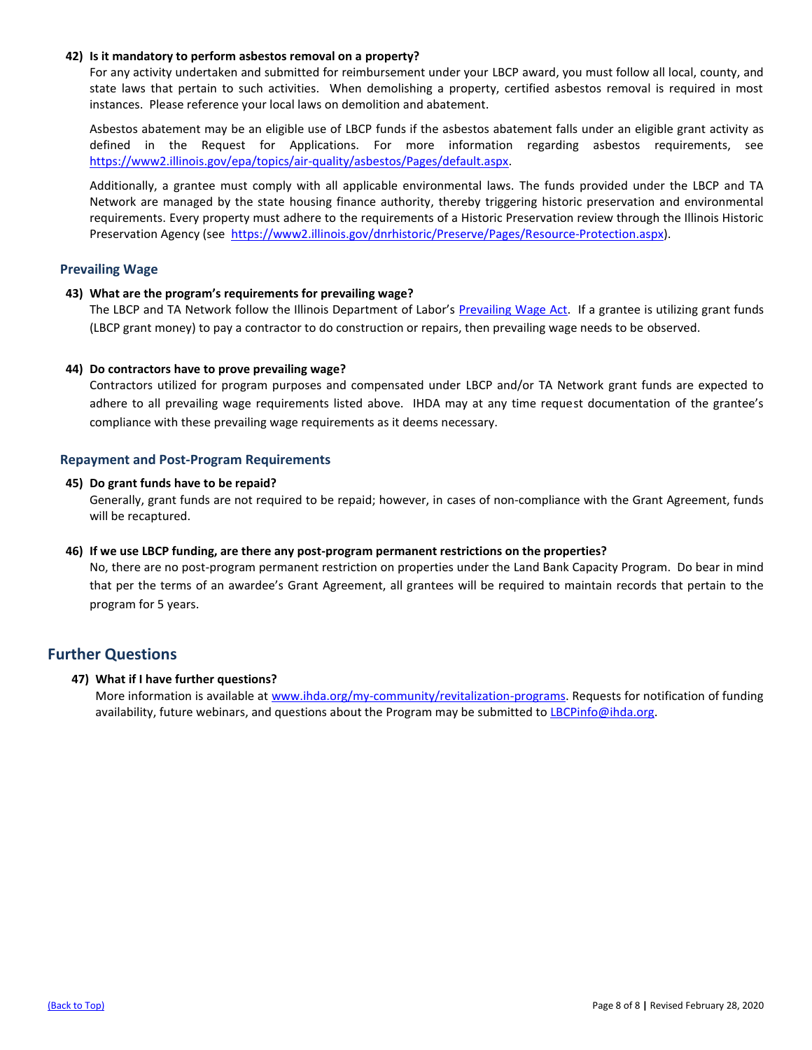**42) Is it mandatory to perform asbestos removal on a property?**

For any activity undertaken and submitted for reimbursement under your LBCP award, you must follow all local, county, and state laws that pertain to such activities. When demolishing a property, certified asbestos removal is required in most instances. Please reference your local laws on demolition and abatement.

Asbestos abatement may be an eligible use of LBCP funds if the asbestos abatement falls under an eligible grant activity as defined in the Request for Applications. For more information regarding asbestos requirements, see https://www2.illinois.gov/epa/topics/air-quality/asbestos/Pages/default.aspx.

Additionally, a grantee must comply with all applicable environmental laws. The funds provided under the LBCP and TA Network are managed by the state housing finance authority, thereby triggering historic preservation and environmental requirements. Every property must adhere to the requirements of a Historic Preservation review through the Illinois Historic Preservation Agency (see https://www2.illinois.gov/dnrhistoric/Preserve/Pages/Resource-Protection.aspx).

### Prevailing Wage

**43) What are the program's requirements for prevailing wage?**

The LBCP and TA Network follow the Illinois Department of Labor's Prevailing Wage Act. If a grantee is utilizing grant funds (LBCP grant money) to pay a contractor to do construction or repairs, then prevailing wage needs to be observed.

**44) Do contractors have to prove prevailing wage?**

Contractors utilized for program purposes and compensated under LBCP and/or TA Network grant funds are expected to adhere to all prevailing wage requirements listed above. IHDA may at any time request documentation of the grantee's compliance with these prevailing wage requirements as it deems necessary.

### Repayment and Post-Program Requirements

**45) Do grant funds have to be repaid?**

Generally, grant funds are not required to be repaid; however, in cases of non-compliance with the Grant Agreement, funds will be recaptured.

**46) If we use LBCP funding, are there any post-program permanent restrictions on the properties?**

No, there are no post-program permanent restriction on properties under the Land Bank Capacity Program. Do bear in mind that per the terms of an awardee's Grant Agreement, all grantees will be required to maintain records that pertain to the program for 5 years.

## Further Questions

**47) What if I have further questions?**

More information is available at www.ihda.org/my-community/revitalization-programs. Requests for notification of funding availability, future webinars, and questions about the Program may be submitted to LBCPinfo@ihda.org.